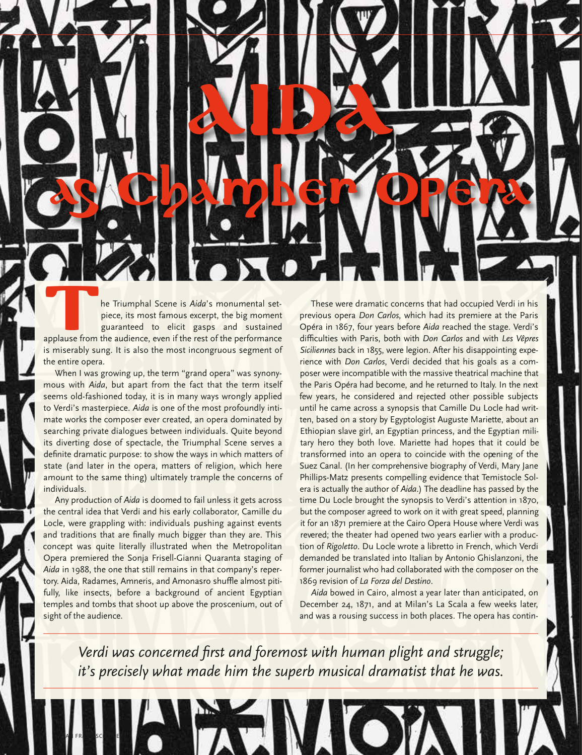# Aida as Chamber Opera

The Triumphal Scene is *Aida*'s monumental set-piece, its most famous excerpt, the big moment guaranteed to elicit gasps and sustained applause from the audience, even if the rest of the performance is miserably sung. It is also the most incongruous segment of the entire opera.

When I was growing up, the term "grand opera" was synonymous with *Aida*, but apart from the fact that the term itself seems old-fashioned today, it is in many ways wrongly applied to Verdi's masterpiece. *Aida* is one of the most profoundly intimate works the composer ever created, an opera dominated by searching private dialogues between individuals. Quite beyond its diverting dose of spectacle, the Triumphal Scene serves a definite dramatic purpose: to show the ways in which matters of state (and later in the opera, matters of religion, which here amount to the same thing) ultimately trample the concerns of individuals.

Any production of *Aida* is doomed to fail unless it gets across the central idea that Verdi and his early collaborator, Camille du Locle, were grappling with: individuals pushing against events and traditions that are finally much bigger than they are. This concept was quite literally illustrated when the Metropolitan Opera premiered the Sonja Frisell-Gianni Quaranta staging of *Aida* in 1988, the one that still remains in that company's repertory. Aida, Radames, Amneris, and Amonasro shuffle almost pitifully, like insects, before a background of ancient Egyptian temples and tombs that shoot up above the proscenium, out of sight of the audience.

These were dramatic concerns that had occupied Verdi in his previous opera *Don Carlos*, which had its premiere at the Paris Opéra in 1867, four years before *Aida* reached the stage. Verdi's difficulties with Paris, both with *Don Carlos* and with *Les Vêpres Siciliennes* back in 1855, were legion. After his disappointing experience with *Don Carlos*, Verdi decided that his goals as a composer were incompatible with the massive theatrical machine that the Paris Opéra had become, and he returned to Italy. In the next few years, he considered and rejected other possible subjects until he came across a synopsis that Camille Du Locle had written, based on a story by Egyptologist Auguste Mariette, about an Ethiopian slave girl, an Egyptian princess, and the Egyptian military hero they both love. Mariette had hopes that it could be transformed into an opera to coincide with the opening of the Suez Canal. (In her comprehensive biography of Verdi, Mary Jane Phillips-Matz presents compelling evidence that Temistocle Solera is actually the author of *Aida*.) The deadline has passed by the time Du Locle brought the synopsis to Verdi's attention in 1870, but the composer agreed to work on it with great speed, planning it for an 1871 premiere at the Cairo Opera House where Verdi was revered; the theater had opened two years earlier with a production of *Rigoletto*. Du Locle wrote a libretto in French, which Verdi demanded be translated into Italian by Antonio Ghislanzoni, the former journalist who had collaborated with the composer on the 1869 revision of *La Forza del Destino*.

*Aida* bowed in Cairo, almost a year later than anticipated, on December 24, 1871, and at Milan's La Scala a few weeks later, and was a rousing success in both places. The opera has contin-

*Verdi was concerned first and foremost with human plight and struggle; it's precisely what made him the superb musical dramatist that he was.*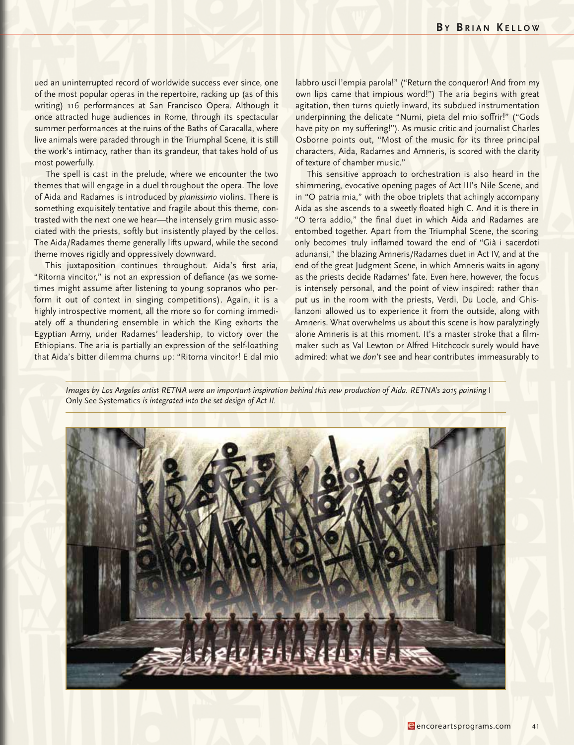ued an uninterrupted record of worldwide success ever since, one of the most popular operas in the repertoire, racking up (as of this writing) 116 performances at San Francisco Opera. Although it once attracted huge audiences in Rome, through its spectacular summer performances at the ruins of the Baths of Caracalla, where live animals were paraded through in the Triumphal Scene, it is still the work's intimacy, rather than its grandeur, that takes hold of us most powerfully.

The spell is cast in the prelude, where we encounter the two themes that will engage in a duel throughout the opera. The love of Aida and Radames is introduced by *pianissimo* violins. There is something exquisitely tentative and fragile about this theme, contrasted with the next one we hear—the intensely grim music associated with the priests, softly but insistently played by the cellos. The Aida/Radames theme generally lifts upward, while the second theme moves rigidly and oppressively downward.

This juxtaposition continues throughout. Aida's first aria, "Ritorna vincitor," is not an expression of defiance (as we sometimes might assume after listening to young sopranos who perform it out of context in singing competitions). Again, it is a highly introspective moment, all the more so for coming immediately off a thundering ensemble in which the King exhorts the Egyptian Army, under Radames' leadership, to victory over the Ethiopians. The aria is partially an expression of the self-loathing that Aida's bitter dilemma churns up: "Ritorna vincitor! E dal mio labbro usci l'empia parola!" ("Return the conqueror! And from my own lips came that impious word!") The aria begins with great agitation, then turns quietly inward, its subdued instrumentation underpinning the delicate "Numi, pieta del mio soffrir!" ("Gods have pity on my suffering!"). As music critic and journalist Charles Osborne points out, "Most of the music for its three principal characters, Aida, Radames and Amneris, is scored with the clarity of texture of chamber music."

This sensitive approach to orchestration is also heard in the shimmering, evocative opening pages of Act III's Nile Scene, and in "O patria mia," with the oboe triplets that achingly accompany Aida as she ascends to a sweetly floated high C. And it is there in "O terra addio," the final duet in which Aida and Radames are entombed together. Apart from the Triumphal Scene, the scoring only becomes truly inflamed toward the end of "Già i sacerdoti adunansi," the blazing Amneris/Radames duet in Act IV, and at the end of the great Judgment Scene, in which Amneris waits in agony as the priests decide Radames' fate. Even here, however, the focus is intensely personal, and the point of view inspired: rather than put us in the room with the priests, Verdi, Du Locle, and Ghislanzoni allowed us to experience it from the outside, along with Amneris. What overwhelms us about this scene is how paralyzingly alone Amneris is at this moment. It's a master stroke that a filmmaker such as Val Lewton or Alfred Hitchcock surely would have admired: what we *don't* see and hear contributes immeasurably to

*Images by Los Angeles artist RETNA were an important inspiration behind this new production of Aida. RETNA's 2015 painting* I Only See Systematics *is integrated into the set design of Act II.*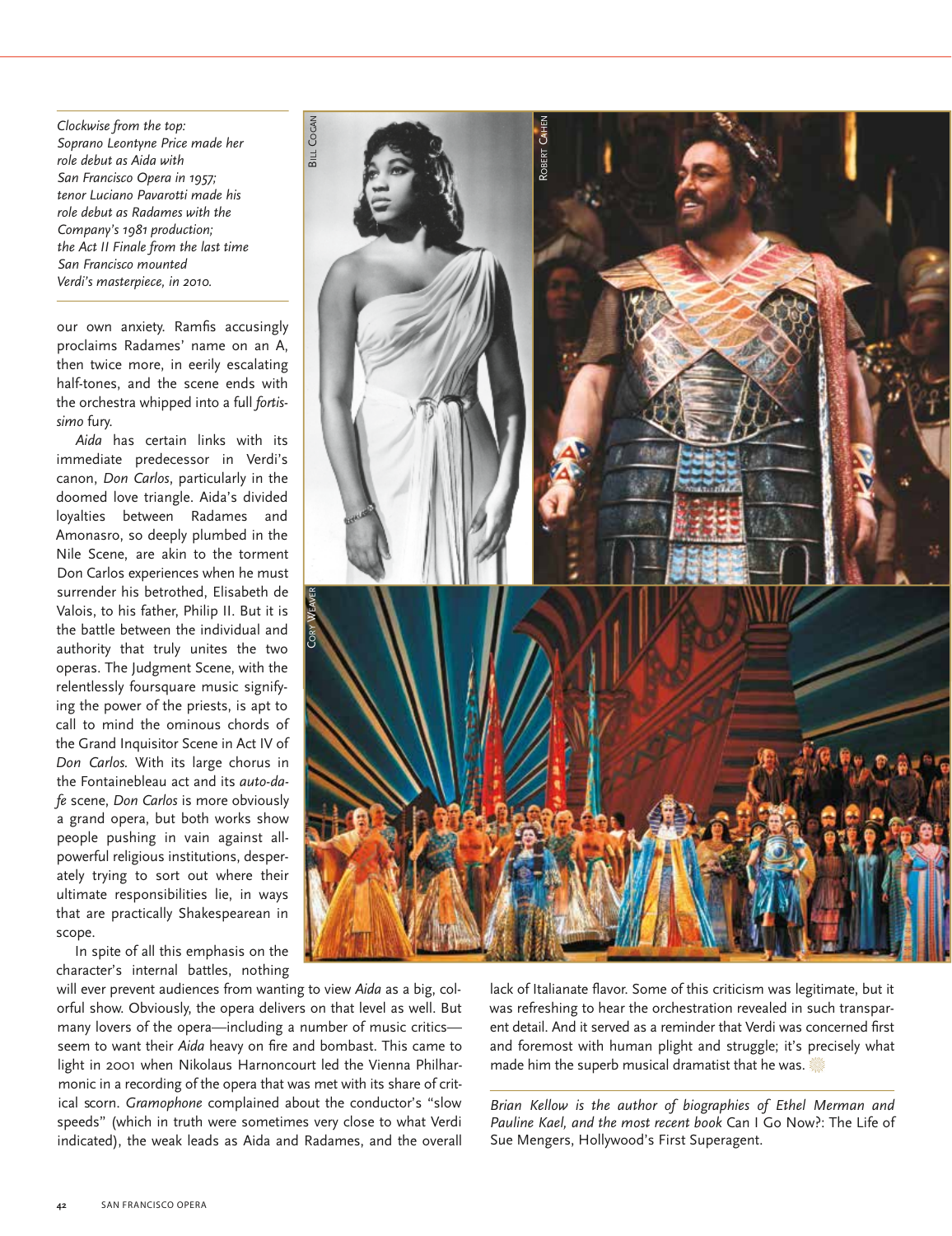*Clockwise from the top: Soprano Leontyne Price made her role debut as Aida with San Francisco Opera in 1957; tenor Luciano Pavarotti made his role debut as Radames with the Company's 1981 production; the Act II Finale from the last time San Francisco mounted Verdi's masterpiece, in 2010.*

Bill Cogan

Robert Cahen

Cory Weaver

our own anxiety. Ramfis accusingly proclaims Radames' name on an A, then twice more, in eerily escalating half-tones, and the scene ends with the orchestra whipped into a full *fortissimo* fury.

*Aida* has certain links with its immediate predecessor in Verdi's canon, *Don Carlos*, particularly in the doomed love triangle. Aida's divided loyalties between Radames and Amonasro, so deeply plumbed in the Nile Scene, are akin to the torment Don Carlos experiences when he must surrender his betrothed, Elisabeth de Valois, to his father, Philip II. But it is the battle between the individual and authority that truly unites the two operas. The Judgment Scene, with the relentlessly foursquare music signifying the power of the priests, is apt to call to mind the ominous chords of the Grand Inquisitor Scene in Act IV of *Don Carlos.* With its large chorus in the Fontainebleau act and its *auto-da-fe* scene, *Don Carlos* is more obviously a grand opera, but both works show people pushing in vain against all-powerful religious institutions, desperately trying to sort out where their ultimate responsibilities lie, in ways that are practically Shakespearean in scope.

In spite of all this emphasis on the character's internal battles, nothing will ever prevent audiences from wanting to view *Aida* as a big, colorful show. Obviously, the opera delivers on that level as well. But many lovers of the opera—including a number of music critics—seem to want their *Aida* heavy on fire and bombast. This came to light in 2001 when Nikolaus Harnoncourt led the Vienna Philharmonic in a recording of the opera that was met with its share of critical scorn. *Gramophone* complained about the conductor's "slow speeds" (which in truth were sometimes very close to what Verdi indicated), the weak leads as Aida and Radames, and the overall lack of Italianate flavor. Some of this criticism was legitimate, but it was refreshing to hear the orchestration revealed in such transparent detail. And it served as a reminder that Verdi was concerned first and foremost with human plight and struggle; it's precisely what made him the superb musical dramatist that he was.

*Brian Kellow is the author of biographies of Ethel Merman and Pauline Kael, and the most recent book* Can I Go Now?: The Life of Sue Mengers, Hollywood's First Superagent.